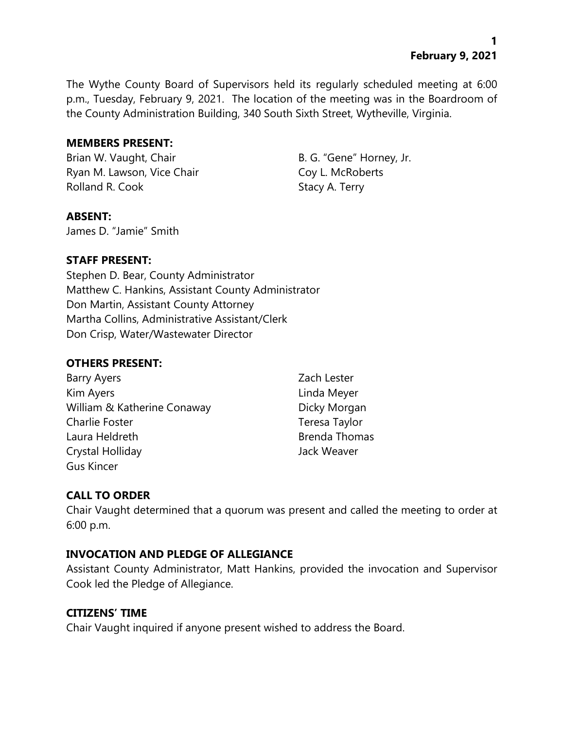**February 9, 2021**

The Wythe County Board of Supervisors held its regularly scheduled meeting at 6:00 p.m., Tuesday, February 9, 2021. The location of the meeting was in the Boardroom of the County Administration Building, 340 South Sixth Street, Wytheville, Virginia.

**MEMBERS PRESENT:**

Brian W. Vaught, Chair
Ryan M. Lawson, Vice Chair
Rolland R. Cook
B. G. "Gene" Horney, Jr.
Coy L. McRoberts
Stacy A. Terry

**ABSENT:**

James D. "Jamie" Smith

**STAFF PRESENT:**

Stephen D. Bear, County Administrator
Matthew C. Hankins, Assistant County Administrator
Don Martin, Assistant County Attorney
Martha Collins, Administrative Assistant/Clerk
Don Crisp, Water/Wastewater Director

**OTHERS PRESENT:**

Barry Ayers
Kim Ayers
William & Katherine Conaway
Charlie Foster
Laura Heldreth
Crystal Holliday
Gus Kincer
Zach Lester
Linda Meyer
Dicky Morgan
Teresa Taylor
Brenda Thomas
Jack Weaver

**CALL TO ORDER**

Chair Vaught determined that a quorum was present and called the meeting to order at 6:00 p.m.

**INVOCATION AND PLEDGE OF ALLEGIANCE**

Assistant County Administrator, Matt Hankins, provided the invocation and Supervisor Cook led the Pledge of Allegiance.

**CITIZENS' TIME**

Chair Vaught inquired if anyone present wished to address the Board.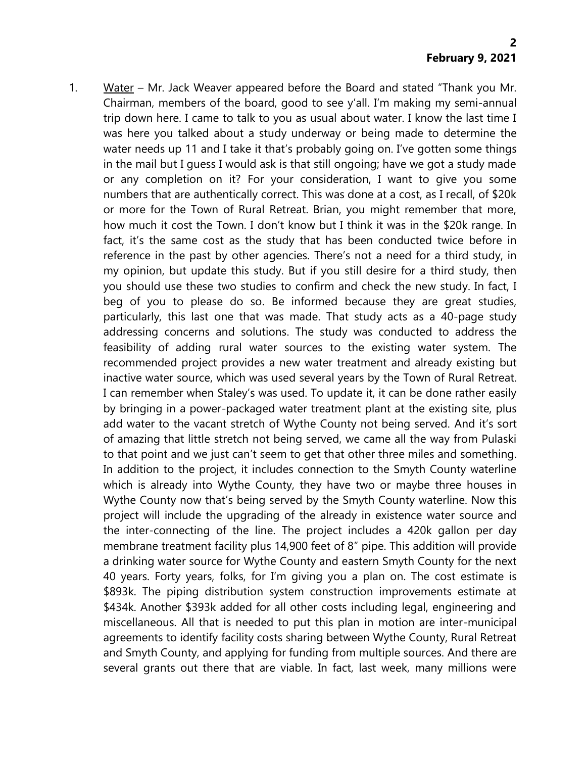1. Water – Mr. Jack Weaver appeared before the Board and stated "Thank you Mr. Chairman, members of the board, good to see y'all. I'm making my semi-annual trip down here. I came to talk to you as usual about water. I know the last time I was here you talked about a study underway or being made to determine the water needs up 11 and I take it that's probably going on. I've gotten some things in the mail but I guess I would ask is that still ongoing; have we got a study made or any completion on it? For your consideration, I want to give you some numbers that are authentically correct. This was done at a cost, as I recall, of $20k or more for the Town of Rural Retreat. Brian, you might remember that more, how much it cost the Town. I don't know but I think it was in the $20k range. In fact, it's the same cost as the study that has been conducted twice before in reference in the past by other agencies. There's not a need for a third study, in my opinion, but update this study. But if you still desire for a third study, then you should use these two studies to confirm and check the new study. In fact, I beg of you to please do so. Be informed because they are great studies, particularly, this last one that was made. That study acts as a 40-page study addressing concerns and solutions. The study was conducted to address the feasibility of adding rural water sources to the existing water system. The recommended project provides a new water treatment and already existing but inactive water source, which was used several years by the Town of Rural Retreat. I can remember when Staley's was used. To update it, it can be done rather easily by bringing in a power-packaged water treatment plant at the existing site, plus add water to the vacant stretch of Wythe County not being served. And it's sort of amazing that little stretch not being served, we came all the way from Pulaski to that point and we just can't seem to get that other three miles and something. In addition to the project, it includes connection to the Smyth County waterline which is already into Wythe County, they have two or maybe three houses in Wythe County now that's being served by the Smyth County waterline. Now this project will include the upgrading of the already in existence water source and the inter-connecting of the line. The project includes a 420k gallon per day membrane treatment facility plus 14,900 feet of 8" pipe. This addition will provide a drinking water source for Wythe County and eastern Smyth County for the next 40 years. Forty years, folks, for I'm giving you a plan on. The cost estimate is $893k. The piping distribution system construction improvements estimate at $434k. Another $393k added for all other costs including legal, engineering and miscellaneous. All that is needed to put this plan in motion are inter-municipal agreements to identify facility costs sharing between Wythe County, Rural Retreat and Smyth County, and applying for funding from multiple sources. And there are several grants out there that are viable. In fact, last week, many millions were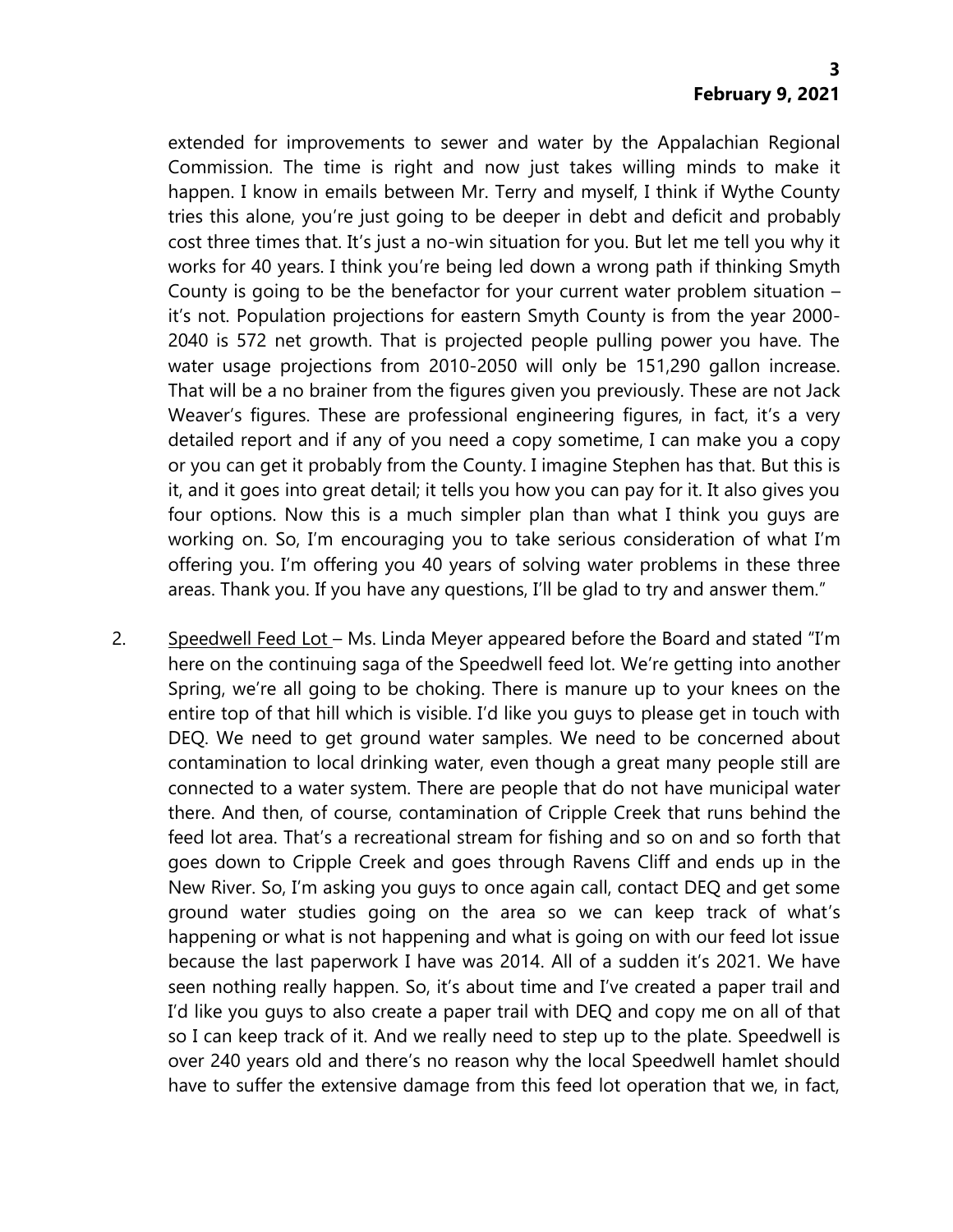extended for improvements to sewer and water by the Appalachian Regional Commission. The time is right and now just takes willing minds to make it happen. I know in emails between Mr. Terry and myself, I think if Wythe County tries this alone, you're just going to be deeper in debt and deficit and probably cost three times that. It's just a no-win situation for you. But let me tell you why it works for 40 years. I think you're being led down a wrong path if thinking Smyth County is going to be the benefactor for your current water problem situation – it's not. Population projections for eastern Smyth County is from the year 2000-2040 is 572 net growth. That is projected people pulling power you have. The water usage projections from 2010-2050 will only be 151,290 gallon increase. That will be a no brainer from the figures given you previously. These are not Jack Weaver's figures. These are professional engineering figures, in fact, it's a very detailed report and if any of you need a copy sometime, I can make you a copy or you can get it probably from the County. I imagine Stephen has that. But this is it, and it goes into great detail; it tells you how you can pay for it. It also gives you four options. Now this is a much simpler plan than what I think you guys are working on. So, I'm encouraging you to take serious consideration of what I'm offering you. I'm offering you 40 years of solving water problems in these three areas. Thank you. If you have any questions, I'll be glad to try and answer them."

2. Speedwell Feed Lot – Ms. Linda Meyer appeared before the Board and stated "I'm here on the continuing saga of the Speedwell feed lot. We're getting into another Spring, we're all going to be choking. There is manure up to your knees on the entire top of that hill which is visible. I'd like you guys to please get in touch with DEQ. We need to get ground water samples. We need to be concerned about contamination to local drinking water, even though a great many people still are connected to a water system. There are people that do not have municipal water there. And then, of course, contamination of Cripple Creek that runs behind the feed lot area. That's a recreational stream for fishing and so on and so forth that goes down to Cripple Creek and goes through Ravens Cliff and ends up in the New River. So, I'm asking you guys to once again call, contact DEQ and get some ground water studies going on the area so we can keep track of what's happening or what is not happening and what is going on with our feed lot issue because the last paperwork I have was 2014. All of a sudden it's 2021. We have seen nothing really happen. So, it's about time and I've created a paper trail and I'd like you guys to also create a paper trail with DEQ and copy me on all of that so I can keep track of it. And we really need to step up to the plate. Speedwell is over 240 years old and there's no reason why the local Speedwell hamlet should have to suffer the extensive damage from this feed lot operation that we, in fact,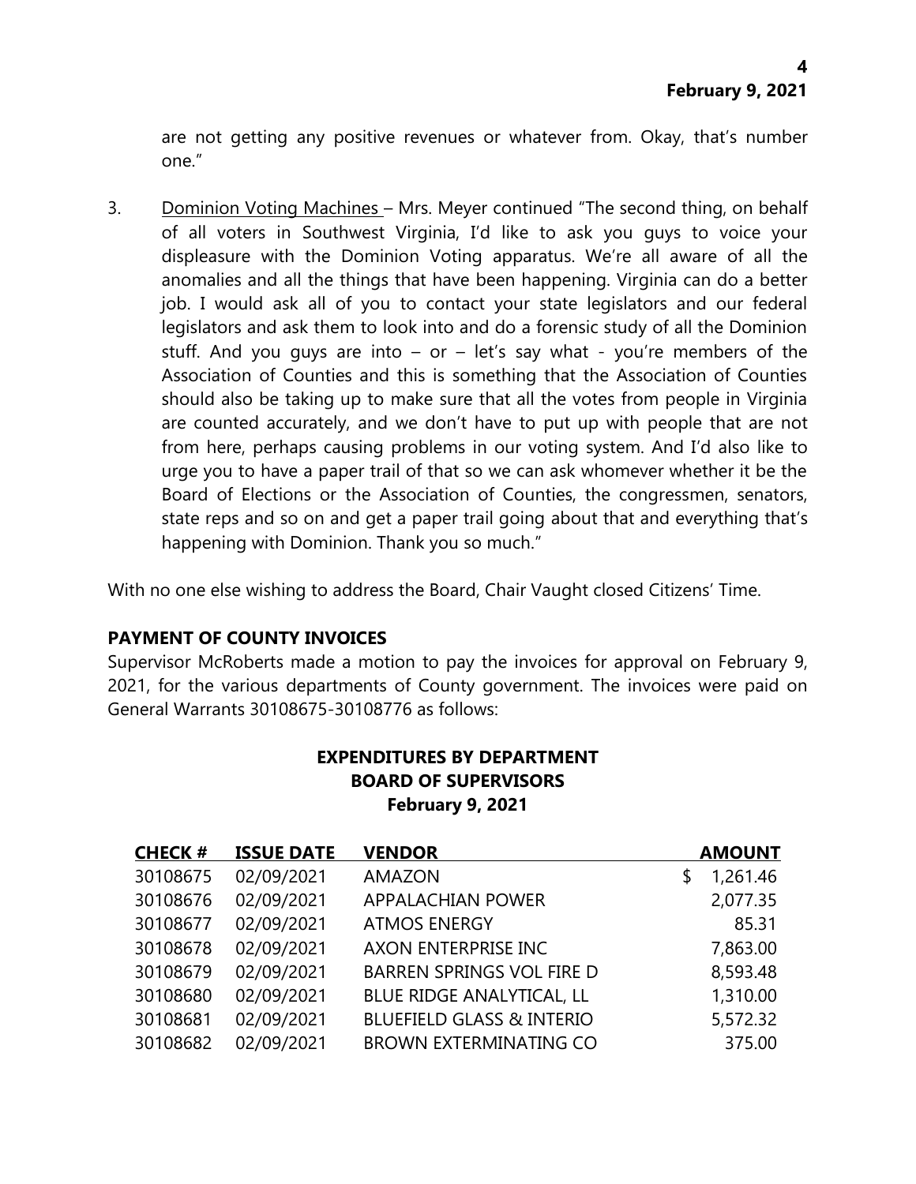are not getting any positive revenues or whatever from. Okay, that's number one."

3. Dominion Voting Machines – Mrs. Meyer continued "The second thing, on behalf of all voters in Southwest Virginia, I'd like to ask you guys to voice your displeasure with the Dominion Voting apparatus. We're all aware of all the anomalies and all the things that have been happening. Virginia can do a better job. I would ask all of you to contact your state legislators and our federal legislators and ask them to look into and do a forensic study of all the Dominion stuff. And you guys are into – or – let's say what - you're members of the Association of Counties and this is something that the Association of Counties should also be taking up to make sure that all the votes from people in Virginia are counted accurately, and we don't have to put up with people that are not from here, perhaps causing problems in our voting system. And I'd also like to urge you to have a paper trail of that so we can ask whomever whether it be the Board of Elections or the Association of Counties, the congressmen, senators, state reps and so on and get a paper trail going about that and everything that's happening with Dominion. Thank you so much."

With no one else wishing to address the Board, Chair Vaught closed Citizens' Time.

**PAYMENT OF COUNTY INVOICES**

Supervisor McRoberts made a motion to pay the invoices for approval on February 9, 2021, for the various departments of County government. The invoices were paid on General Warrants 30108675-30108776 as follows:

**EXPENDITURES BY DEPARTMENT**
**BOARD OF SUPERVISORS**
**February 9, 2021**

| CHECK # | ISSUE DATE | VENDOR | AMOUNT |
|---|---|---|---|
| 30108675 | 02/09/2021 | AMAZON | $ 1,261.46 |
| 30108676 | 02/09/2021 | APPALACHIAN POWER | 2,077.35 |
| 30108677 | 02/09/2021 | ATMOS ENERGY | 85.31 |
| 30108678 | 02/09/2021 | AXON ENTERPRISE INC | 7,863.00 |
| 30108679 | 02/09/2021 | BARREN SPRINGS VOL FIRE D | 8,593.48 |
| 30108680 | 02/09/2021 | BLUE RIDGE ANALYTICAL, LL | 1,310.00 |
| 30108681 | 02/09/2021 | BLUEFIELD GLASS & INTERIO | 5,572.32 |
| 30108682 | 02/09/2021 | BROWN EXTERMINATING CO | 375.00 |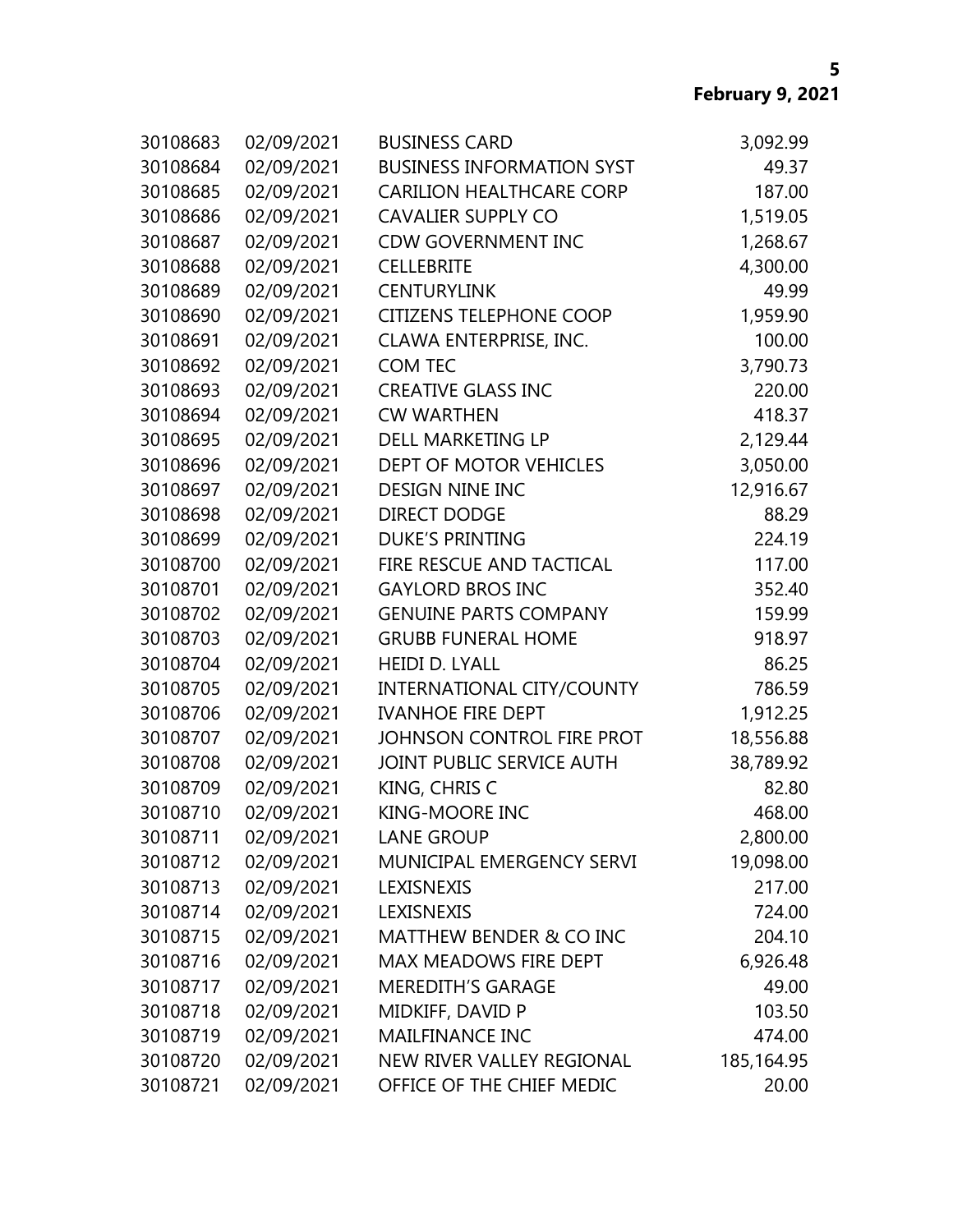**February 9, 2021**

| | | | |
|---|---|---|---|
| 30108683 | 02/09/2021 | BUSINESS CARD | 3,092.99 |
| 30108684 | 02/09/2021 | BUSINESS INFORMATION SYST | 49.37 |
| 30108685 | 02/09/2021 | CARILION HEALTHCARE CORP | 187.00 |
| 30108686 | 02/09/2021 | CAVALIER SUPPLY CO | 1,519.05 |
| 30108687 | 02/09/2021 | CDW GOVERNMENT INC | 1,268.67 |
| 30108688 | 02/09/2021 | CELLEBRITE | 4,300.00 |
| 30108689 | 02/09/2021 | CENTURYLINK | 49.99 |
| 30108690 | 02/09/2021 | CITIZENS TELEPHONE COOP | 1,959.90 |
| 30108691 | 02/09/2021 | CLAWA ENTERPRISE, INC. | 100.00 |
| 30108692 | 02/09/2021 | COM TEC | 3,790.73 |
| 30108693 | 02/09/2021 | CREATIVE GLASS INC | 220.00 |
| 30108694 | 02/09/2021 | CW WARTHEN | 418.37 |
| 30108695 | 02/09/2021 | DELL MARKETING LP | 2,129.44 |
| 30108696 | 02/09/2021 | DEPT OF MOTOR VEHICLES | 3,050.00 |
| 30108697 | 02/09/2021 | DESIGN NINE INC | 12,916.67 |
| 30108698 | 02/09/2021 | DIRECT DODGE | 88.29 |
| 30108699 | 02/09/2021 | DUKE'S PRINTING | 224.19 |
| 30108700 | 02/09/2021 | FIRE RESCUE AND TACTICAL | 117.00 |
| 30108701 | 02/09/2021 | GAYLORD BROS INC | 352.40 |
| 30108702 | 02/09/2021 | GENUINE PARTS COMPANY | 159.99 |
| 30108703 | 02/09/2021 | GRUBB FUNERAL HOME | 918.97 |
| 30108704 | 02/09/2021 | HEIDI D. LYALL | 86.25 |
| 30108705 | 02/09/2021 | INTERNATIONAL CITY/COUNTY | 786.59 |
| 30108706 | 02/09/2021 | IVANHOE FIRE DEPT | 1,912.25 |
| 30108707 | 02/09/2021 | JOHNSON CONTROL FIRE PROT | 18,556.88 |
| 30108708 | 02/09/2021 | JOINT PUBLIC SERVICE AUTH | 38,789.92 |
| 30108709 | 02/09/2021 | KING, CHRIS C | 82.80 |
| 30108710 | 02/09/2021 | KING-MOORE INC | 468.00 |
| 30108711 | 02/09/2021 | LANE GROUP | 2,800.00 |
| 30108712 | 02/09/2021 | MUNICIPAL EMERGENCY SERVI | 19,098.00 |
| 30108713 | 02/09/2021 | LEXISNEXIS | 217.00 |
| 30108714 | 02/09/2021 | LEXISNEXIS | 724.00 |
| 30108715 | 02/09/2021 | MATTHEW BENDER & CO INC | 204.10 |
| 30108716 | 02/09/2021 | MAX MEADOWS FIRE DEPT | 6,926.48 |
| 30108717 | 02/09/2021 | MEREDITH'S GARAGE | 49.00 |
| 30108718 | 02/09/2021 | MIDKIFF, DAVID P | 103.50 |
| 30108719 | 02/09/2021 | MAILFINANCE INC | 474.00 |
| 30108720 | 02/09/2021 | NEW RIVER VALLEY REGIONAL | 185,164.95 |
| 30108721 | 02/09/2021 | OFFICE OF THE CHIEF MEDIC | 20.00 |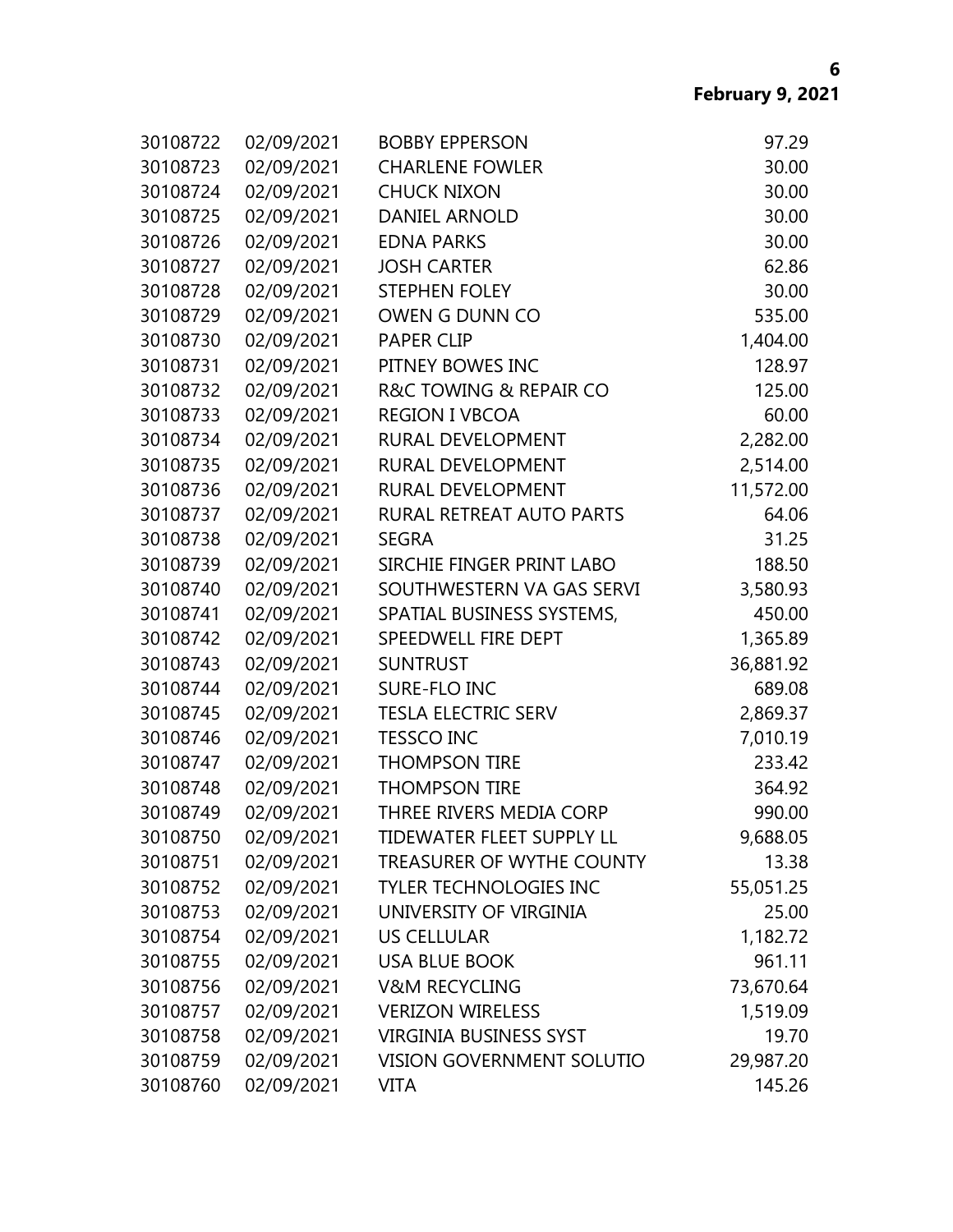| | | | |
|---|---|---|---|
| 30108722 | 02/09/2021 | BOBBY EPPERSON | 97.29 |
| 30108723 | 02/09/2021 | CHARLENE FOWLER | 30.00 |
| 30108724 | 02/09/2021 | CHUCK NIXON | 30.00 |
| 30108725 | 02/09/2021 | DANIEL ARNOLD | 30.00 |
| 30108726 | 02/09/2021 | EDNA PARKS | 30.00 |
| 30108727 | 02/09/2021 | JOSH CARTER | 62.86 |
| 30108728 | 02/09/2021 | STEPHEN FOLEY | 30.00 |
| 30108729 | 02/09/2021 | OWEN G DUNN CO | 535.00 |
| 30108730 | 02/09/2021 | PAPER CLIP | 1,404.00 |
| 30108731 | 02/09/2021 | PITNEY BOWES INC | 128.97 |
| 30108732 | 02/09/2021 | R&C TOWING & REPAIR CO | 125.00 |
| 30108733 | 02/09/2021 | REGION I VBCOA | 60.00 |
| 30108734 | 02/09/2021 | RURAL DEVELOPMENT | 2,282.00 |
| 30108735 | 02/09/2021 | RURAL DEVELOPMENT | 2,514.00 |
| 30108736 | 02/09/2021 | RURAL DEVELOPMENT | 11,572.00 |
| 30108737 | 02/09/2021 | RURAL RETREAT AUTO PARTS | 64.06 |
| 30108738 | 02/09/2021 | SEGRA | 31.25 |
| 30108739 | 02/09/2021 | SIRCHIE FINGER PRINT LABO | 188.50 |
| 30108740 | 02/09/2021 | SOUTHWESTERN VA GAS SERVI | 3,580.93 |
| 30108741 | 02/09/2021 | SPATIAL BUSINESS SYSTEMS, | 450.00 |
| 30108742 | 02/09/2021 | SPEEDWELL FIRE DEPT | 1,365.89 |
| 30108743 | 02/09/2021 | SUNTRUST | 36,881.92 |
| 30108744 | 02/09/2021 | SURE-FLO INC | 689.08 |
| 30108745 | 02/09/2021 | TESLA ELECTRIC SERV | 2,869.37 |
| 30108746 | 02/09/2021 | TESSCO INC | 7,010.19 |
| 30108747 | 02/09/2021 | THOMPSON TIRE | 233.42 |
| 30108748 | 02/09/2021 | THOMPSON TIRE | 364.92 |
| 30108749 | 02/09/2021 | THREE RIVERS MEDIA CORP | 990.00 |
| 30108750 | 02/09/2021 | TIDEWATER FLEET SUPPLY LL | 9,688.05 |
| 30108751 | 02/09/2021 | TREASURER OF WYTHE COUNTY | 13.38 |
| 30108752 | 02/09/2021 | TYLER TECHNOLOGIES INC | 55,051.25 |
| 30108753 | 02/09/2021 | UNIVERSITY OF VIRGINIA | 25.00 |
| 30108754 | 02/09/2021 | US CELLULAR | 1,182.72 |
| 30108755 | 02/09/2021 | USA BLUE BOOK | 961.11 |
| 30108756 | 02/09/2021 | V&M RECYCLING | 73,670.64 |
| 30108757 | 02/09/2021 | VERIZON WIRELESS | 1,519.09 |
| 30108758 | 02/09/2021 | VIRGINIA BUSINESS SYST | 19.70 |
| 30108759 | 02/09/2021 | VISION GOVERNMENT SOLUTIO | 29,987.20 |
| 30108760 | 02/09/2021 | VITA | 145.26 |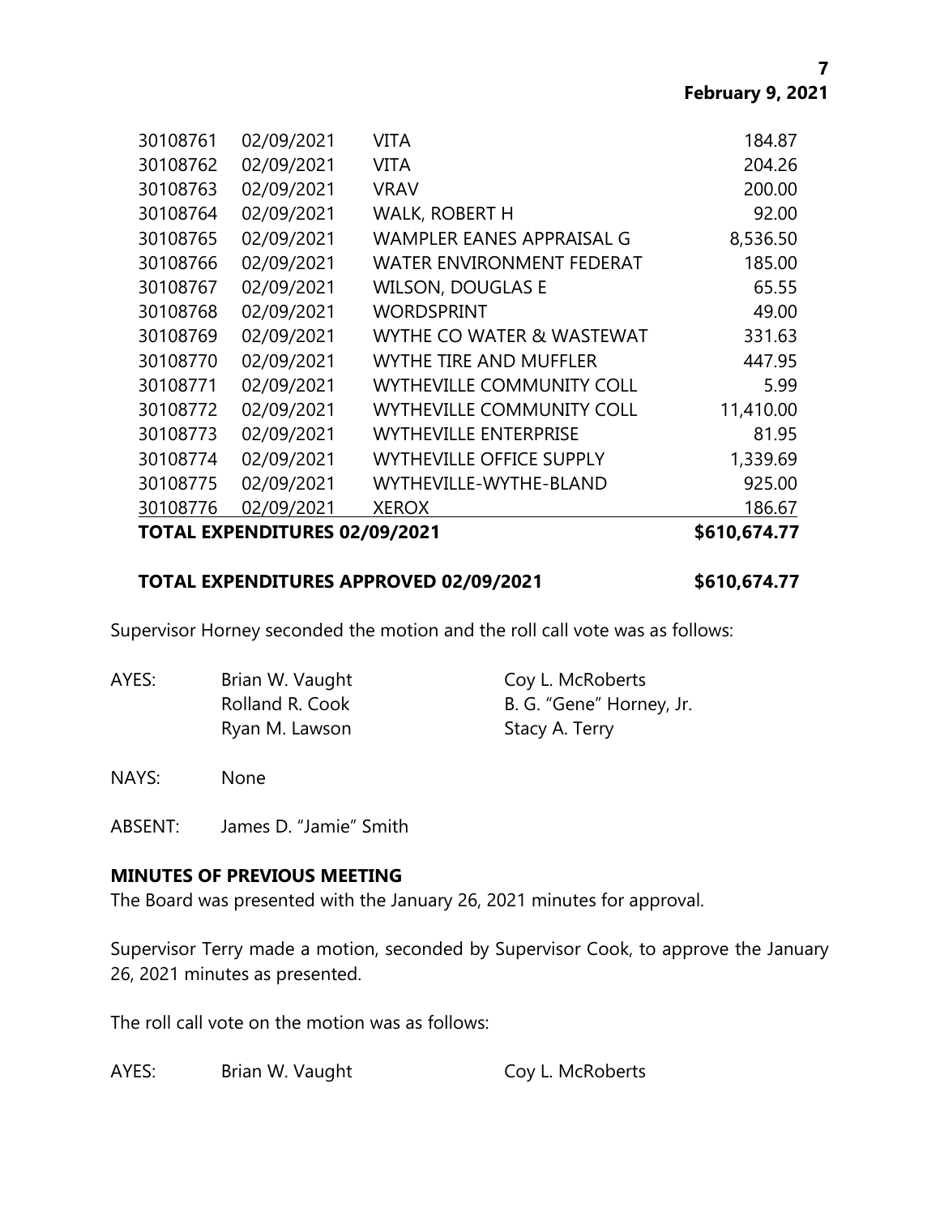| | | | |
|---|---|---|---|
| 30108761 | 02/09/2021 | VITA | 184.87 |
| 30108762 | 02/09/2021 | VITA | 204.26 |
| 30108763 | 02/09/2021 | VRAV | 200.00 |
| 30108764 | 02/09/2021 | WALK, ROBERT H | 92.00 |
| 30108765 | 02/09/2021 | WAMPLER EANES APPRAISAL G | 8,536.50 |
| 30108766 | 02/09/2021 | WATER ENVIRONMENT FEDERAT | 185.00 |
| 30108767 | 02/09/2021 | WILSON, DOUGLAS E | 65.55 |
| 30108768 | 02/09/2021 | WORDSPRINT | 49.00 |
| 30108769 | 02/09/2021 | WYTHE CO WATER & WASTEWAT | 331.63 |
| 30108770 | 02/09/2021 | WYTHE TIRE AND MUFFLER | 447.95 |
| 30108771 | 02/09/2021 | WYTHEVILLE COMMUNITY COLL | 5.99 |
| 30108772 | 02/09/2021 | WYTHEVILLE COMMUNITY COLL | 11,410.00 |
| 30108773 | 02/09/2021 | WYTHEVILLE ENTERPRISE | 81.95 |
| 30108774 | 02/09/2021 | WYTHEVILLE OFFICE SUPPLY | 1,339.69 |
| 30108775 | 02/09/2021 | WYTHEVILLE-WYTHE-BLAND | 925.00 |
| 30108776 | 02/09/2021 | XEROX | 186.67 |
| **TOTAL EXPENDITURES 02/09/2021** | | | **$610,674.77** |

**TOTAL EXPENDITURES APPROVED 02/09/2021 $610,674.77**

Supervisor Horney seconded the motion and the roll call vote was as follows:

AYES: Brian W. Vaught, Coy L. McRoberts, Rolland R. Cook, B. G. "Gene" Horney, Jr., Ryan M. Lawson, Stacy A. Terry

NAYS: None

ABSENT: James D. "Jamie" Smith

**MINUTES OF PREVIOUS MEETING**

The Board was presented with the January 26, 2021 minutes for approval.

Supervisor Terry made a motion, seconded by Supervisor Cook, to approve the January 26, 2021 minutes as presented.

The roll call vote on the motion was as follows:

AYES: Brian W. Vaught, Coy L. McRoberts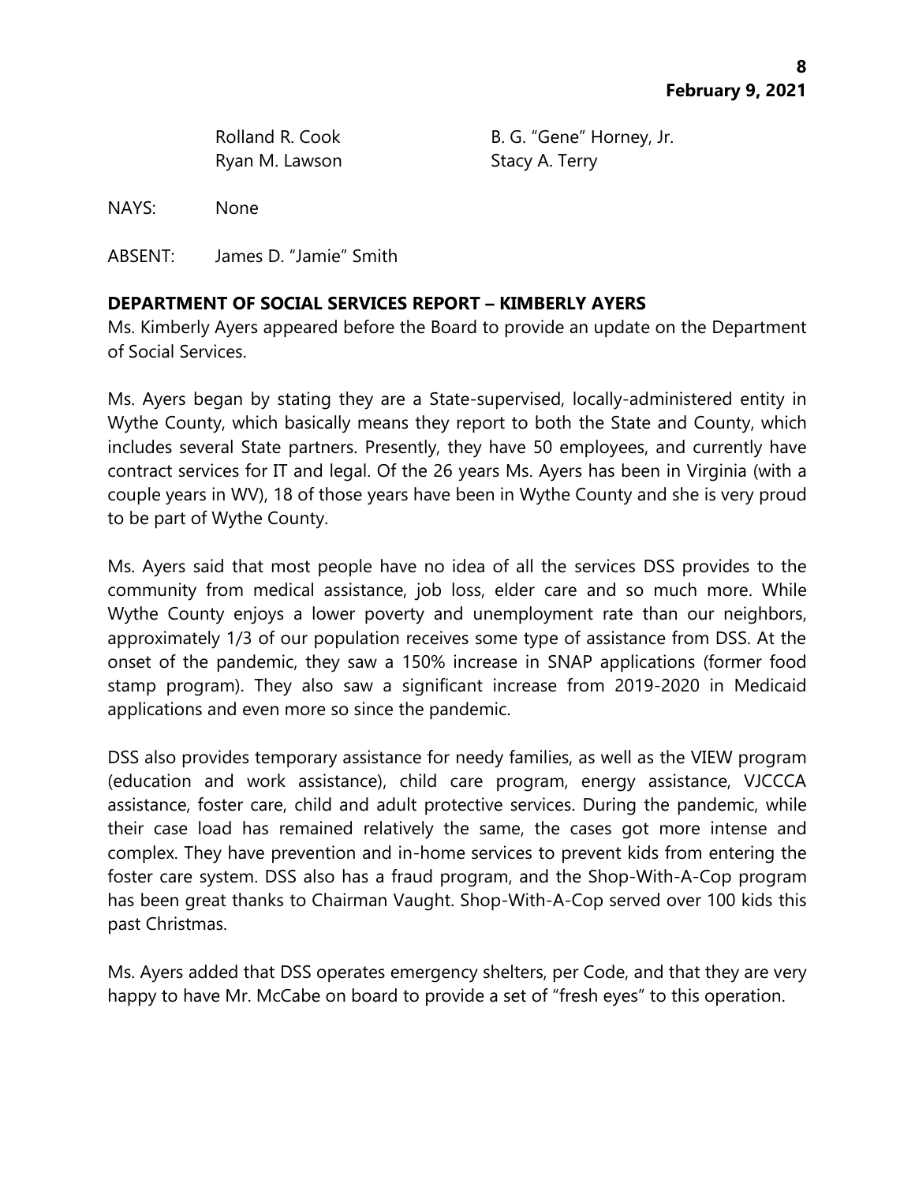Rolland R. Cook B. G. "Gene" Horney, Jr.
Ryan M. Lawson Stacy A. Terry

NAYS: None

ABSENT: James D. "Jamie" Smith

**DEPARTMENT OF SOCIAL SERVICES REPORT – KIMBERLY AYERS**

Ms. Kimberly Ayers appeared before the Board to provide an update on the Department of Social Services.

Ms. Ayers began by stating they are a State-supervised, locally-administered entity in Wythe County, which basically means they report to both the State and County, which includes several State partners. Presently, they have 50 employees, and currently have contract services for IT and legal. Of the 26 years Ms. Ayers has been in Virginia (with a couple years in WV), 18 of those years have been in Wythe County and she is very proud to be part of Wythe County.

Ms. Ayers said that most people have no idea of all the services DSS provides to the community from medical assistance, job loss, elder care and so much more. While Wythe County enjoys a lower poverty and unemployment rate than our neighbors, approximately 1/3 of our population receives some type of assistance from DSS. At the onset of the pandemic, they saw a 150% increase in SNAP applications (former food stamp program). They also saw a significant increase from 2019-2020 in Medicaid applications and even more so since the pandemic.

DSS also provides temporary assistance for needy families, as well as the VIEW program (education and work assistance), child care program, energy assistance, VJCCCA assistance, foster care, child and adult protective services. During the pandemic, while their case load has remained relatively the same, the cases got more intense and complex. They have prevention and in-home services to prevent kids from entering the foster care system. DSS also has a fraud program, and the Shop-With-A-Cop program has been great thanks to Chairman Vaught. Shop-With-A-Cop served over 100 kids this past Christmas.

Ms. Ayers added that DSS operates emergency shelters, per Code, and that they are very happy to have Mr. McCabe on board to provide a set of "fresh eyes" to this operation.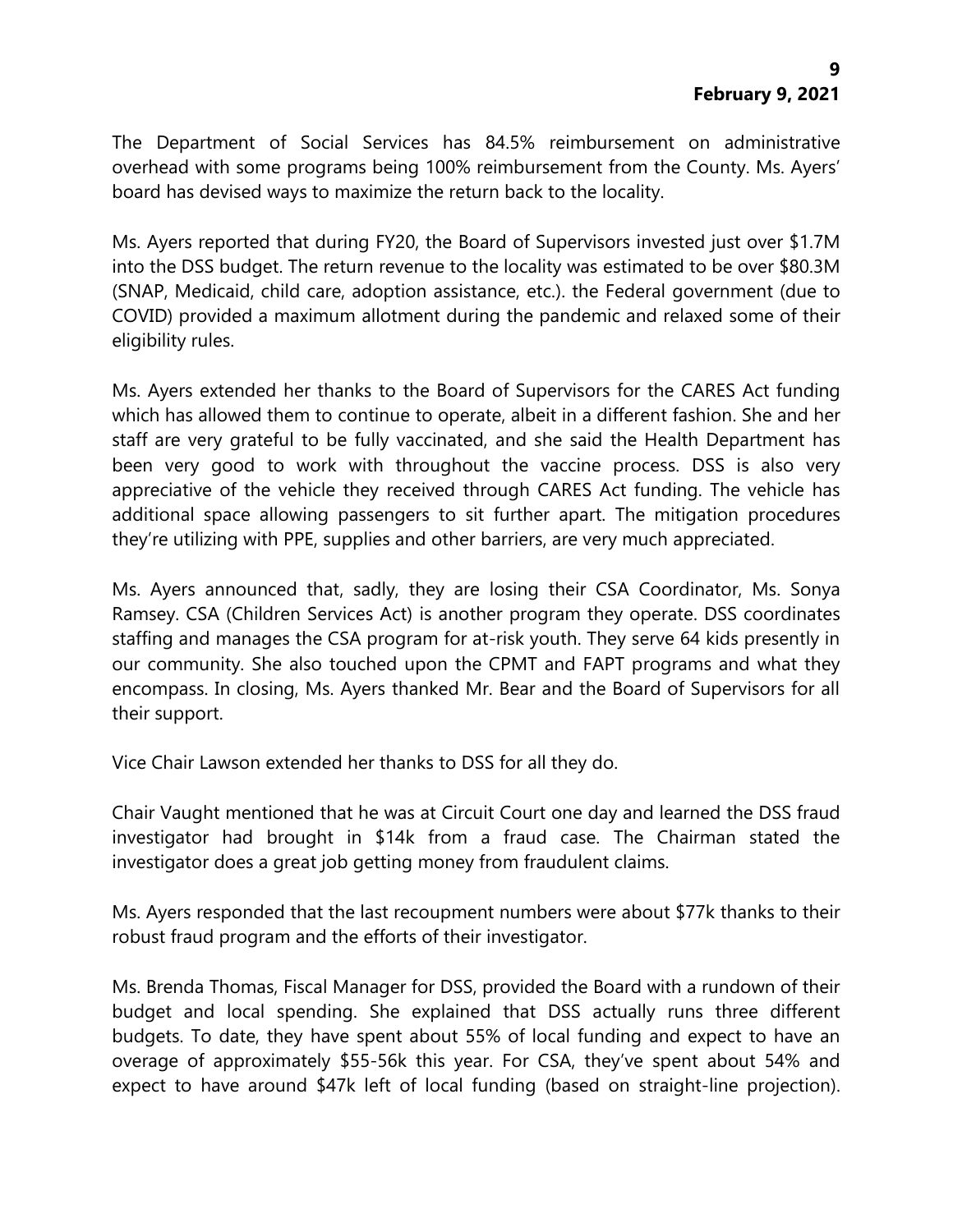The Department of Social Services has 84.5% reimbursement on administrative overhead with some programs being 100% reimbursement from the County. Ms. Ayers' board has devised ways to maximize the return back to the locality.

Ms. Ayers reported that during FY20, the Board of Supervisors invested just over $1.7M into the DSS budget. The return revenue to the locality was estimated to be over $80.3M (SNAP, Medicaid, child care, adoption assistance, etc.). the Federal government (due to COVID) provided a maximum allotment during the pandemic and relaxed some of their eligibility rules.

Ms. Ayers extended her thanks to the Board of Supervisors for the CARES Act funding which has allowed them to continue to operate, albeit in a different fashion. She and her staff are very grateful to be fully vaccinated, and she said the Health Department has been very good to work with throughout the vaccine process. DSS is also very appreciative of the vehicle they received through CARES Act funding. The vehicle has additional space allowing passengers to sit further apart. The mitigation procedures they're utilizing with PPE, supplies and other barriers, are very much appreciated.

Ms. Ayers announced that, sadly, they are losing their CSA Coordinator, Ms. Sonya Ramsey. CSA (Children Services Act) is another program they operate. DSS coordinates staffing and manages the CSA program for at-risk youth. They serve 64 kids presently in our community. She also touched upon the CPMT and FAPT programs and what they encompass. In closing, Ms. Ayers thanked Mr. Bear and the Board of Supervisors for all their support.

Vice Chair Lawson extended her thanks to DSS for all they do.

Chair Vaught mentioned that he was at Circuit Court one day and learned the DSS fraud investigator had brought in $14k from a fraud case. The Chairman stated the investigator does a great job getting money from fraudulent claims.

Ms. Ayers responded that the last recoupment numbers were about $77k thanks to their robust fraud program and the efforts of their investigator.

Ms. Brenda Thomas, Fiscal Manager for DSS, provided the Board with a rundown of their budget and local spending. She explained that DSS actually runs three different budgets. To date, they have spent about 55% of local funding and expect to have an overage of approximately $55-56k this year. For CSA, they've spent about 54% and expect to have around $47k left of local funding (based on straight-line projection).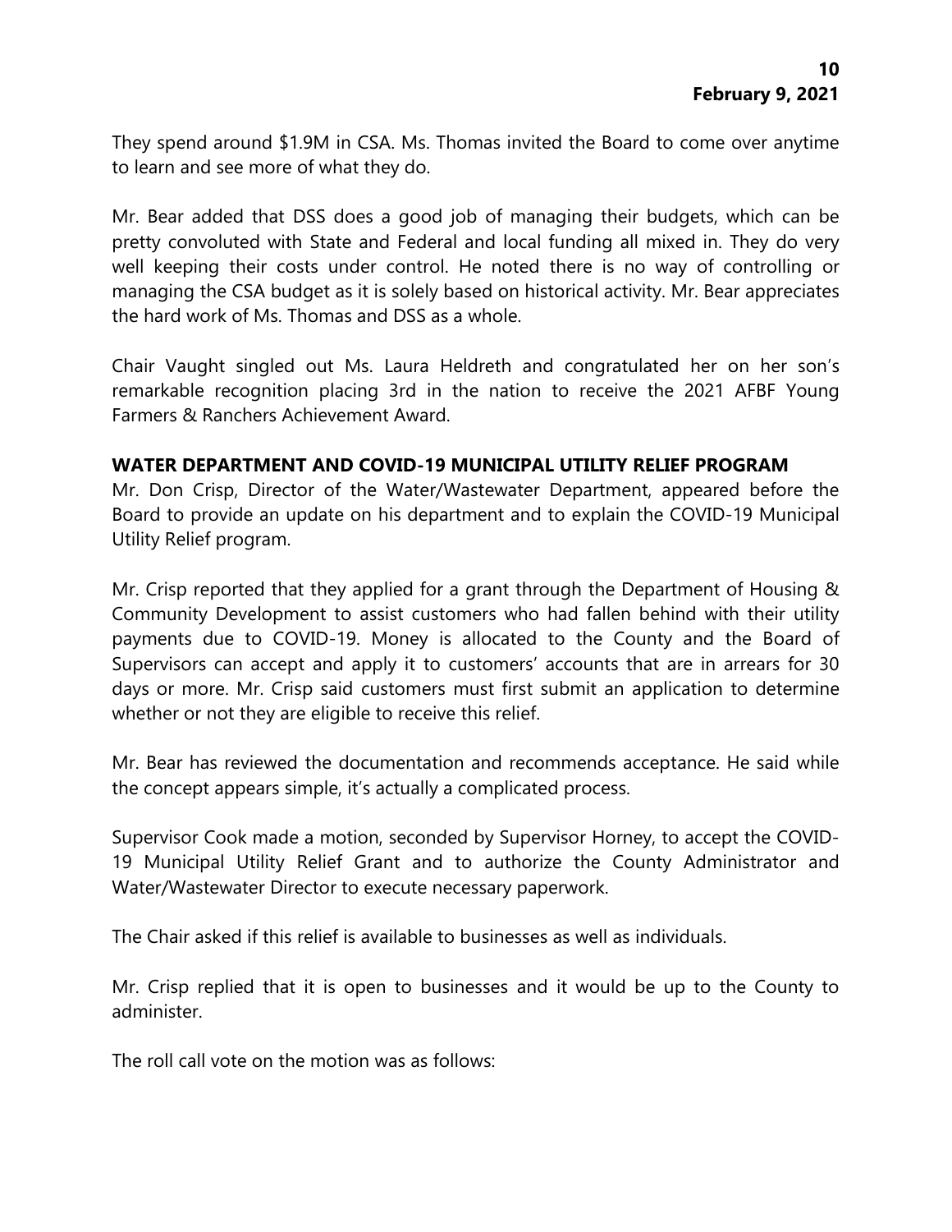They spend around $1.9M in CSA. Ms. Thomas invited the Board to come over anytime to learn and see more of what they do.

Mr. Bear added that DSS does a good job of managing their budgets, which can be pretty convoluted with State and Federal and local funding all mixed in. They do very well keeping their costs under control. He noted there is no way of controlling or managing the CSA budget as it is solely based on historical activity. Mr. Bear appreciates the hard work of Ms. Thomas and DSS as a whole.

Chair Vaught singled out Ms. Laura Heldreth and congratulated her on her son's remarkable recognition placing 3rd in the nation to receive the 2021 AFBF Young Farmers & Ranchers Achievement Award.

**WATER DEPARTMENT AND COVID-19 MUNICIPAL UTILITY RELIEF PROGRAM**

Mr. Don Crisp, Director of the Water/Wastewater Department, appeared before the Board to provide an update on his department and to explain the COVID-19 Municipal Utility Relief program.

Mr. Crisp reported that they applied for a grant through the Department of Housing & Community Development to assist customers who had fallen behind with their utility payments due to COVID-19. Money is allocated to the County and the Board of Supervisors can accept and apply it to customers' accounts that are in arrears for 30 days or more. Mr. Crisp said customers must first submit an application to determine whether or not they are eligible to receive this relief.

Mr. Bear has reviewed the documentation and recommends acceptance. He said while the concept appears simple, it's actually a complicated process.

Supervisor Cook made a motion, seconded by Supervisor Horney, to accept the COVID-19 Municipal Utility Relief Grant and to authorize the County Administrator and Water/Wastewater Director to execute necessary paperwork.

The Chair asked if this relief is available to businesses as well as individuals.

Mr. Crisp replied that it is open to businesses and it would be up to the County to administer.

The roll call vote on the motion was as follows: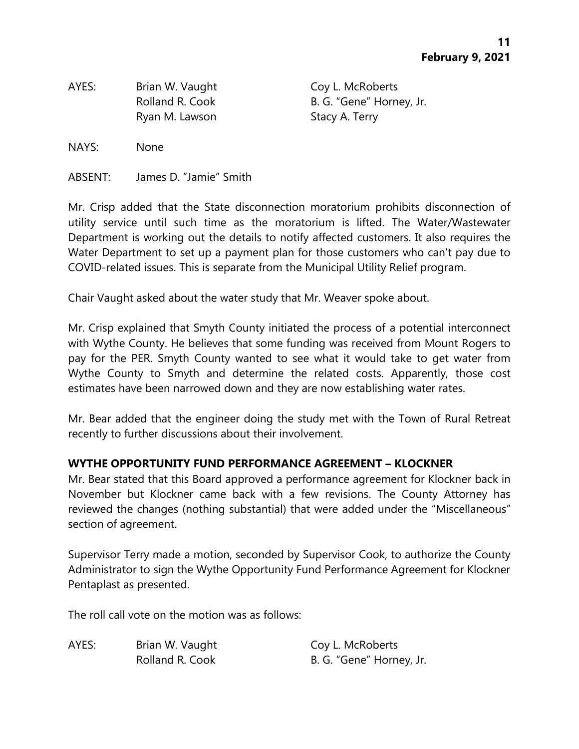| | | |
|---|---|---|
| AYES: | Brian W. Vaught | Coy L. McRoberts |
| | Rolland R. Cook | B. G. "Gene" Horney, Jr. |
| | Ryan M. Lawson | Stacy A. Terry |

NAYS: None

ABSENT: James D. "Jamie" Smith

Mr. Crisp added that the State disconnection moratorium prohibits disconnection of utility service until such time as the moratorium is lifted. The Water/Wastewater Department is working out the details to notify affected customers. It also requires the Water Department to set up a payment plan for those customers who can't pay due to COVID-related issues. This is separate from the Municipal Utility Relief program.

Chair Vaught asked about the water study that Mr. Weaver spoke about.

Mr. Crisp explained that Smyth County initiated the process of a potential interconnect with Wythe County. He believes that some funding was received from Mount Rogers to pay for the PER. Smyth County wanted to see what it would take to get water from Wythe County to Smyth and determine the related costs. Apparently, those cost estimates have been narrowed down and they are now establishing water rates.

Mr. Bear added that the engineer doing the study met with the Town of Rural Retreat recently to further discussions about their involvement.

**WYTHE OPPORTUNITY FUND PERFORMANCE AGREEMENT – KLOCKNER**

Mr. Bear stated that this Board approved a performance agreement for Klockner back in November but Klockner came back with a few revisions. The County Attorney has reviewed the changes (nothing substantial) that were added under the "Miscellaneous" section of agreement.

Supervisor Terry made a motion, seconded by Supervisor Cook, to authorize the County Administrator to sign the Wythe Opportunity Fund Performance Agreement for Klockner Pentaplast as presented.

The roll call vote on the motion was as follows:

| | | |
|---|---|---|
| AYES: | Brian W. Vaught | Coy L. McRoberts |
| | Rolland R. Cook | B. G. "Gene" Horney, Jr. |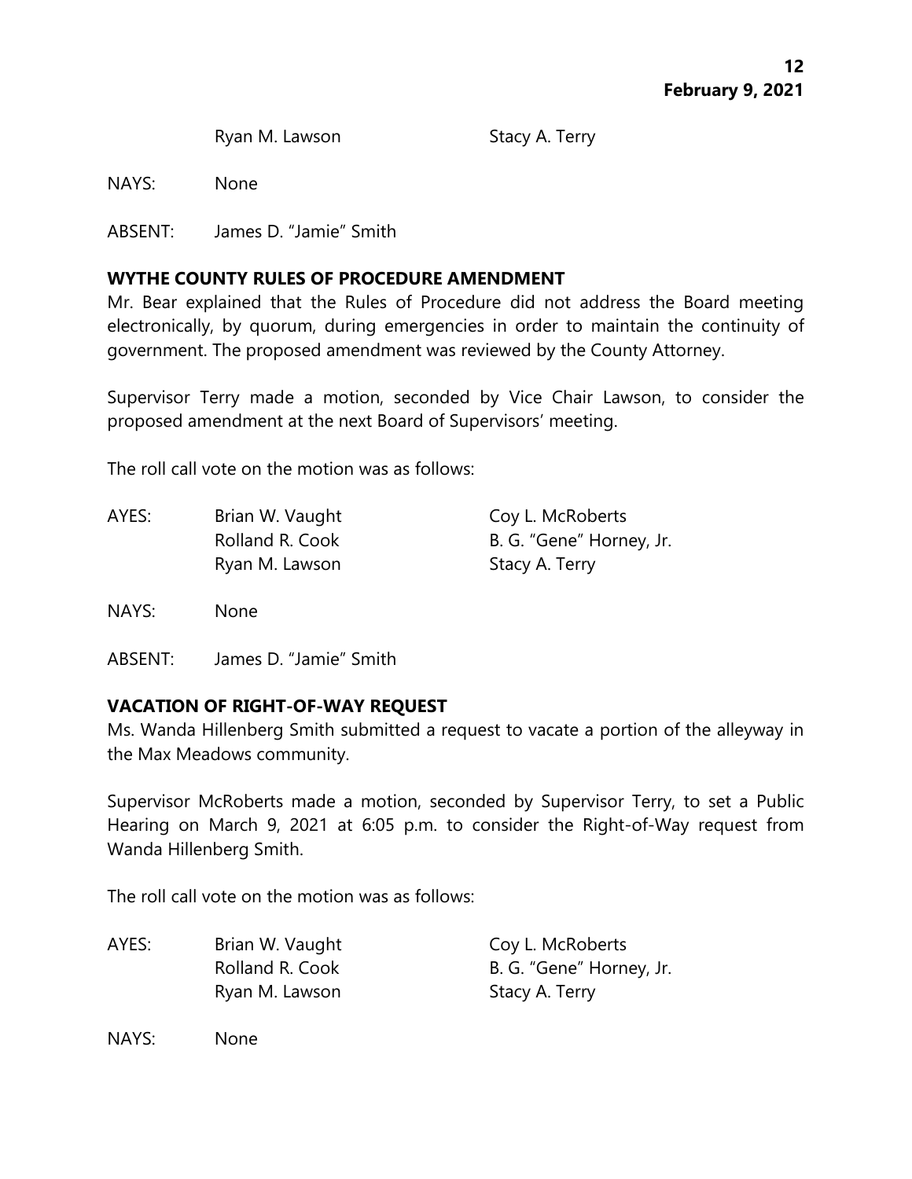| | | |
|---|---|---|
| | Ryan M. Lawson | Stacy A. Terry |

NAYS: None

ABSENT: James D. "Jamie" Smith

**WYTHE COUNTY RULES OF PROCEDURE AMENDMENT**

Mr. Bear explained that the Rules of Procedure did not address the Board meeting electronically, by quorum, during emergencies in order to maintain the continuity of government. The proposed amendment was reviewed by the County Attorney.

Supervisor Terry made a motion, seconded by Vice Chair Lawson, to consider the proposed amendment at the next Board of Supervisors' meeting.

The roll call vote on the motion was as follows:

| | | |
|---|---|---|
| AYES: | Brian W. Vaught | Coy L. McRoberts |
| | Rolland R. Cook | B. G. "Gene" Horney, Jr. |
| | Ryan M. Lawson | Stacy A. Terry |

NAYS: None

ABSENT: James D. "Jamie" Smith

**VACATION OF RIGHT-OF-WAY REQUEST**

Ms. Wanda Hillenberg Smith submitted a request to vacate a portion of the alleyway in the Max Meadows community.

Supervisor McRoberts made a motion, seconded by Supervisor Terry, to set a Public Hearing on March 9, 2021 at 6:05 p.m. to consider the Right-of-Way request from Wanda Hillenberg Smith.

The roll call vote on the motion was as follows:

| | | |
|---|---|---|
| AYES: | Brian W. Vaught | Coy L. McRoberts |
| | Rolland R. Cook | B. G. "Gene" Horney, Jr. |
| | Ryan M. Lawson | Stacy A. Terry |

NAYS: None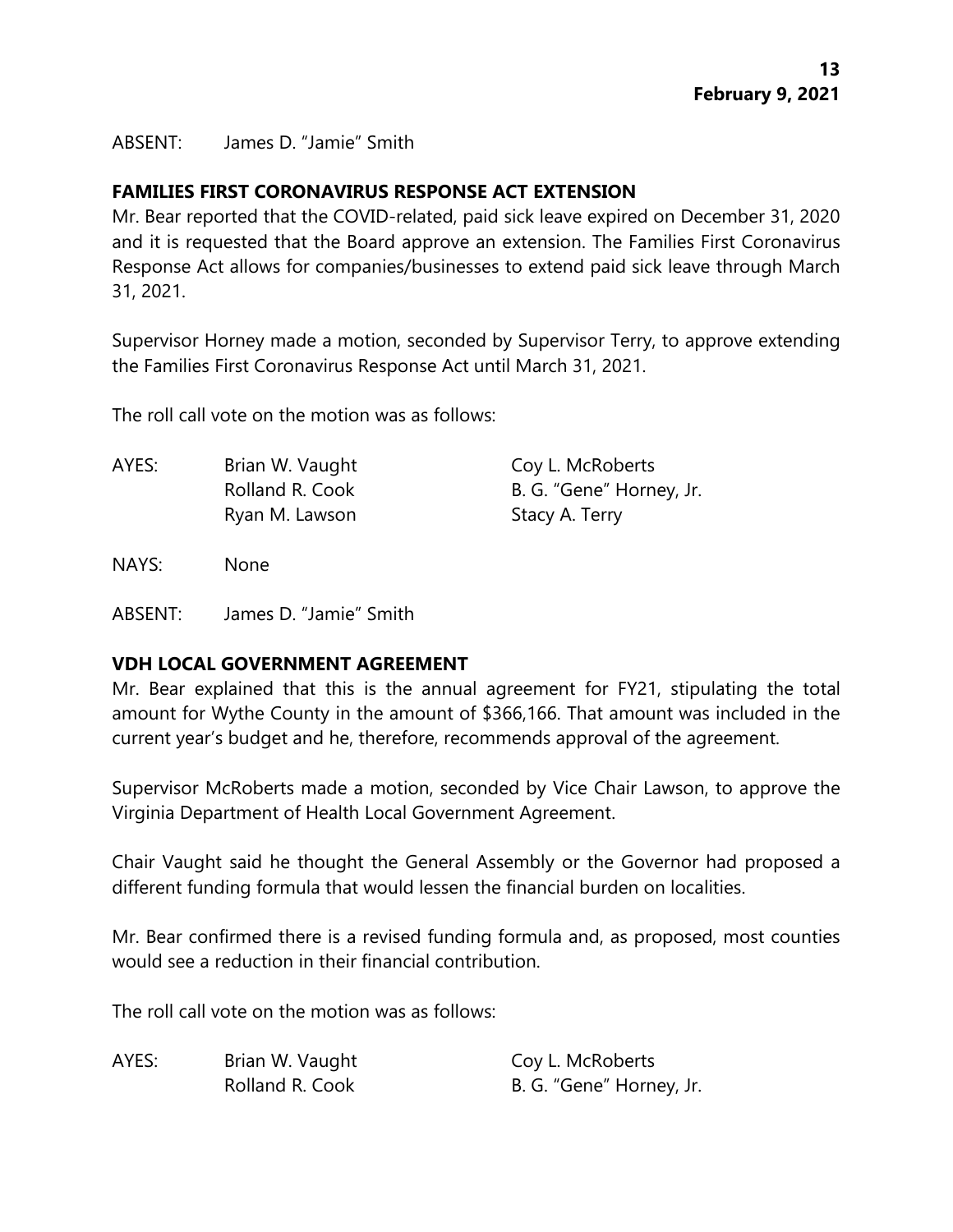ABSENT: James D. "Jamie" Smith

**FAMILIES FIRST CORONAVIRUS RESPONSE ACT EXTENSION**

Mr. Bear reported that the COVID-related, paid sick leave expired on December 31, 2020 and it is requested that the Board approve an extension. The Families First Coronavirus Response Act allows for companies/businesses to extend paid sick leave through March 31, 2021.

Supervisor Horney made a motion, seconded by Supervisor Terry, to approve extending the Families First Coronavirus Response Act until March 31, 2021.

The roll call vote on the motion was as follows:

| | | |
|---|---|---|
| AYES: | Brian W. Vaught | Coy L. McRoberts |
| | Rolland R. Cook | B. G. "Gene" Horney, Jr. |
| | Ryan M. Lawson | Stacy A. Terry |

NAYS: None

ABSENT: James D. "Jamie" Smith

**VDH LOCAL GOVERNMENT AGREEMENT**

Mr. Bear explained that this is the annual agreement for FY21, stipulating the total amount for Wythe County in the amount of $366,166. That amount was included in the current year's budget and he, therefore, recommends approval of the agreement.

Supervisor McRoberts made a motion, seconded by Vice Chair Lawson, to approve the Virginia Department of Health Local Government Agreement.

Chair Vaught said he thought the General Assembly or the Governor had proposed a different funding formula that would lessen the financial burden on localities.

Mr. Bear confirmed there is a revised funding formula and, as proposed, most counties would see a reduction in their financial contribution.

The roll call vote on the motion was as follows:

| | | |
|---|---|---|
| AYES: | Brian W. Vaught | Coy L. McRoberts |
| | Rolland R. Cook | B. G. "Gene" Horney, Jr. |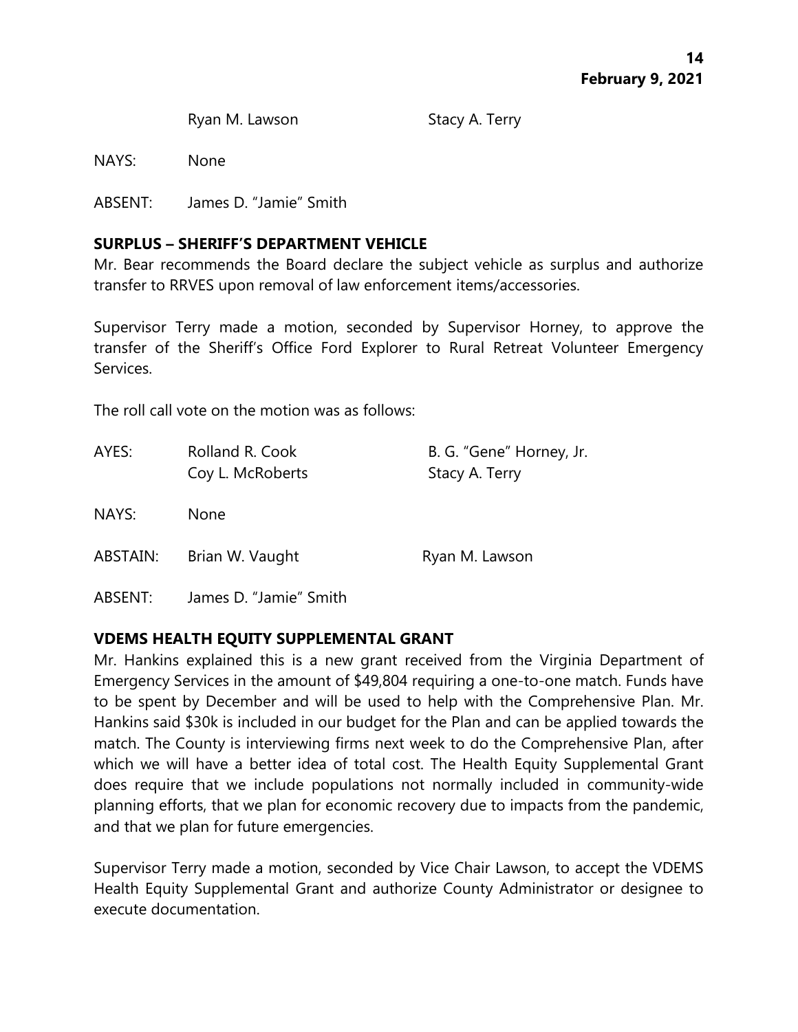Ryan M. Lawson Stacy A. Terry

NAYS: None

ABSENT: James D. "Jamie" Smith

**SURPLUS – SHERIFF'S DEPARTMENT VEHICLE**

Mr. Bear recommends the Board declare the subject vehicle as surplus and authorize transfer to RRVES upon removal of law enforcement items/accessories.

Supervisor Terry made a motion, seconded by Supervisor Horney, to approve the transfer of the Sheriff's Office Ford Explorer to Rural Retreat Volunteer Emergency Services.

The roll call vote on the motion was as follows:

| | | |
|---|---|---|
| AYES: | Rolland R. Cook | B. G. "Gene" Horney, Jr. |
| | Coy L. McRoberts | Stacy A. Terry |
| NAYS: | None | |
| ABSTAIN: | Brian W. Vaught | Ryan M. Lawson |
| ABSENT: | James D. "Jamie" Smith | |

**VDEMS HEALTH EQUITY SUPPLEMENTAL GRANT**

Mr. Hankins explained this is a new grant received from the Virginia Department of Emergency Services in the amount of $49,804 requiring a one-to-one match. Funds have to be spent by December and will be used to help with the Comprehensive Plan. Mr. Hankins said $30k is included in our budget for the Plan and can be applied towards the match. The County is interviewing firms next week to do the Comprehensive Plan, after which we will have a better idea of total cost. The Health Equity Supplemental Grant does require that we include populations not normally included in community-wide planning efforts, that we plan for economic recovery due to impacts from the pandemic, and that we plan for future emergencies.

Supervisor Terry made a motion, seconded by Vice Chair Lawson, to accept the VDEMS Health Equity Supplemental Grant and authorize County Administrator or designee to execute documentation.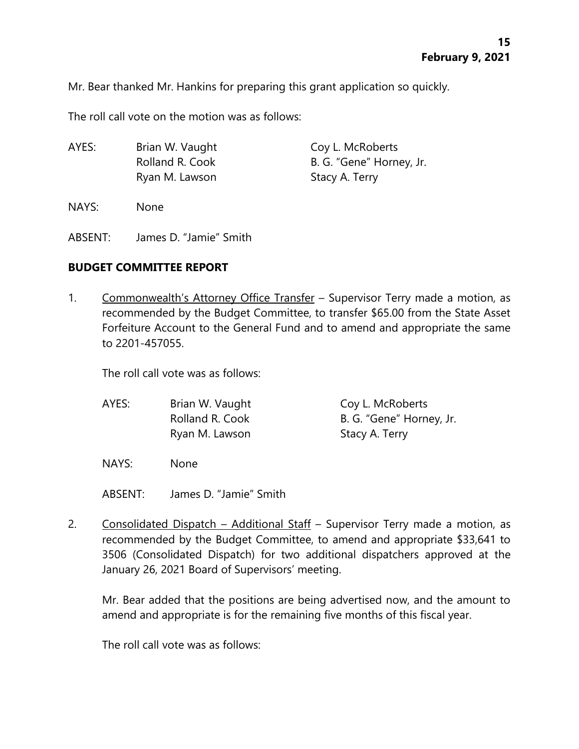Mr. Bear thanked Mr. Hankins for preparing this grant application so quickly.

The roll call vote on the motion was as follows:

| | | |
|---|---|---|
| AYES: | Brian W. Vaught | Coy L. McRoberts |
| | Rolland R. Cook | B. G. "Gene" Horney, Jr. |
| | Ryan M. Lawson | Stacy A. Terry |
| NAYS: | None | |
| ABSENT: | James D. "Jamie" Smith | |

**BUDGET COMMITTEE REPORT**

1. Commonwealth's Attorney Office Transfer – Supervisor Terry made a motion, as recommended by the Budget Committee, to transfer $65.00 from the State Asset Forfeiture Account to the General Fund and to amend and appropriate the same to 2201-457055.

   The roll call vote was as follows:

   | | | |
   |---|---|---|
   | AYES: | Brian W. Vaught | Coy L. McRoberts |
   | | Rolland R. Cook | B. G. "Gene" Horney, Jr. |
   | | Ryan M. Lawson | Stacy A. Terry |
   | NAYS: | None | |
   | ABSENT: | James D. "Jamie" Smith | |

2. Consolidated Dispatch – Additional Staff – Supervisor Terry made a motion, as recommended by the Budget Committee, to amend and appropriate $33,641 to 3506 (Consolidated Dispatch) for two additional dispatchers approved at the January 26, 2021 Board of Supervisors' meeting.

   Mr. Bear added that the positions are being advertised now, and the amount to amend and appropriate is for the remaining five months of this fiscal year.

   The roll call vote was as follows: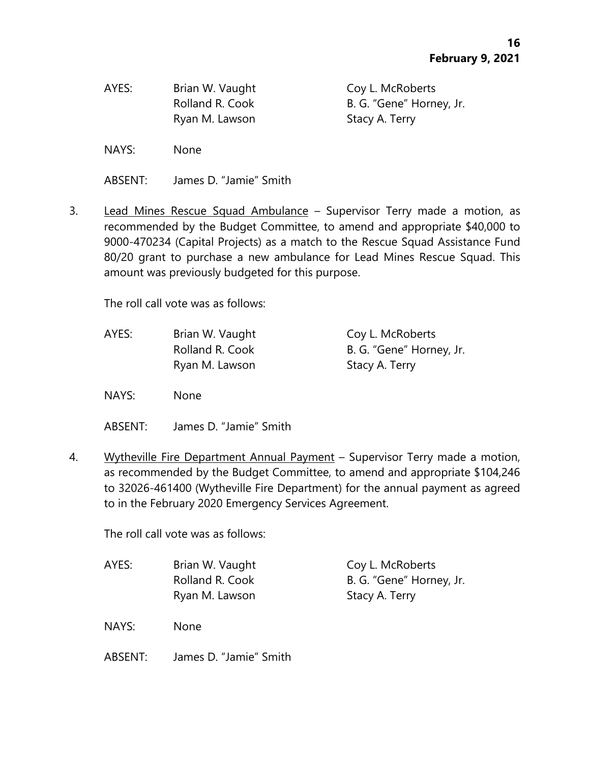| | | |
|---|---|---|
| AYES: | Brian W. Vaught | Coy L. McRoberts |
| | Rolland R. Cook | B. G. "Gene" Horney, Jr. |
| | Ryan M. Lawson | Stacy A. Terry |

NAYS: None

ABSENT: James D. "Jamie" Smith

3. Lead Mines Rescue Squad Ambulance – Supervisor Terry made a motion, as recommended by the Budget Committee, to amend and appropriate $40,000 to 9000-470234 (Capital Projects) as a match to the Rescue Squad Assistance Fund 80/20 grant to purchase a new ambulance for Lead Mines Rescue Squad. This amount was previously budgeted for this purpose.

   The roll call vote was as follows:

| | | |
|---|---|---|
| AYES: | Brian W. Vaught | Coy L. McRoberts |
| | Rolland R. Cook | B. G. "Gene" Horney, Jr. |
| | Ryan M. Lawson | Stacy A. Terry |

NAYS: None

ABSENT: James D. "Jamie" Smith

4. Wytheville Fire Department Annual Payment – Supervisor Terry made a motion, as recommended by the Budget Committee, to amend and appropriate $104,246 to 32026-461400 (Wytheville Fire Department) for the annual payment as agreed to in the February 2020 Emergency Services Agreement.

   The roll call vote was as follows:

| | | |
|---|---|---|
| AYES: | Brian W. Vaught | Coy L. McRoberts |
| | Rolland R. Cook | B. G. "Gene" Horney, Jr. |
| | Ryan M. Lawson | Stacy A. Terry |

NAYS: None

ABSENT: James D. "Jamie" Smith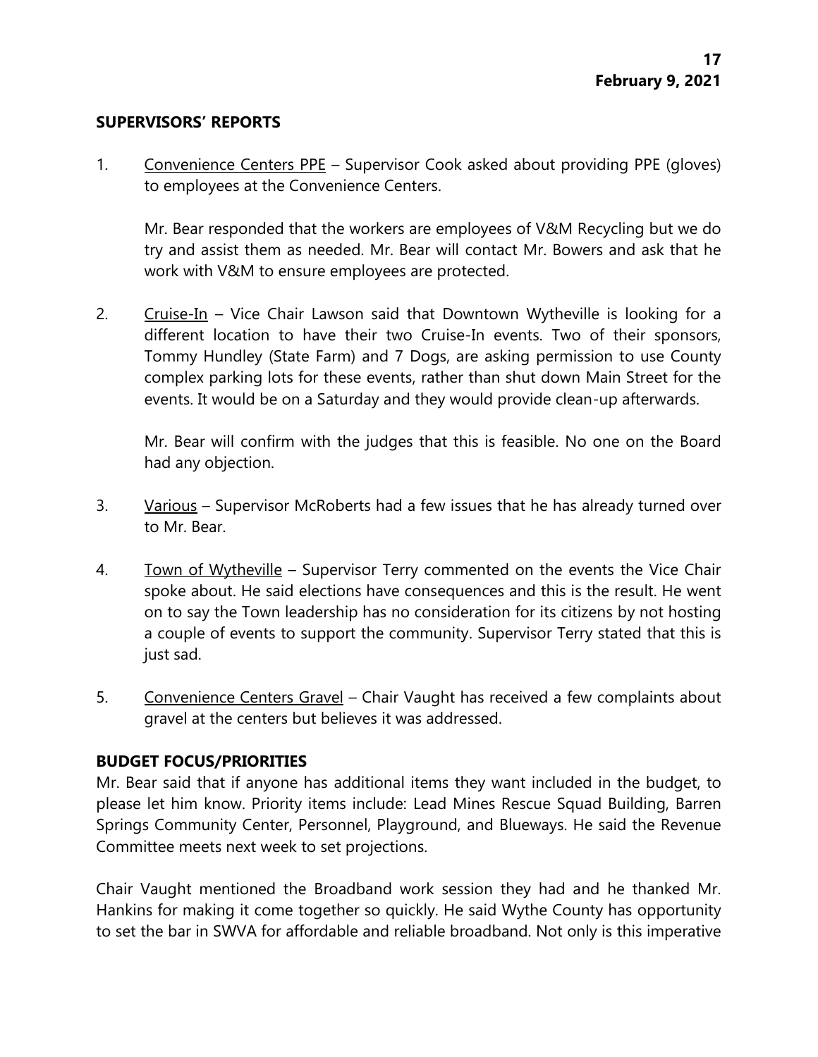## SUPERVISORS' REPORTS

1. Convenience Centers PPE – Supervisor Cook asked about providing PPE (gloves) to employees at the Convenience Centers.

   Mr. Bear responded that the workers are employees of V&M Recycling but we do try and assist them as needed. Mr. Bear will contact Mr. Bowers and ask that he work with V&M to ensure employees are protected.

2. Cruise-In – Vice Chair Lawson said that Downtown Wytheville is looking for a different location to have their two Cruise-In events. Two of their sponsors, Tommy Hundley (State Farm) and 7 Dogs, are asking permission to use County complex parking lots for these events, rather than shut down Main Street for the events. It would be on a Saturday and they would provide clean-up afterwards.

   Mr. Bear will confirm with the judges that this is feasible. No one on the Board had any objection.

3. Various – Supervisor McRoberts had a few issues that he has already turned over to Mr. Bear.

4. Town of Wytheville – Supervisor Terry commented on the events the Vice Chair spoke about. He said elections have consequences and this is the result. He went on to say the Town leadership has no consideration for its citizens by not hosting a couple of events to support the community. Supervisor Terry stated that this is just sad.

5. Convenience Centers Gravel – Chair Vaught has received a few complaints about gravel at the centers but believes it was addressed.

## BUDGET FOCUS/PRIORITIES

Mr. Bear said that if anyone has additional items they want included in the budget, to please let him know. Priority items include: Lead Mines Rescue Squad Building, Barren Springs Community Center, Personnel, Playground, and Blueways. He said the Revenue Committee meets next week to set projections.

Chair Vaught mentioned the Broadband work session they had and he thanked Mr. Hankins for making it come together so quickly. He said Wythe County has opportunity to set the bar in SWVA for affordable and reliable broadband. Not only is this imperative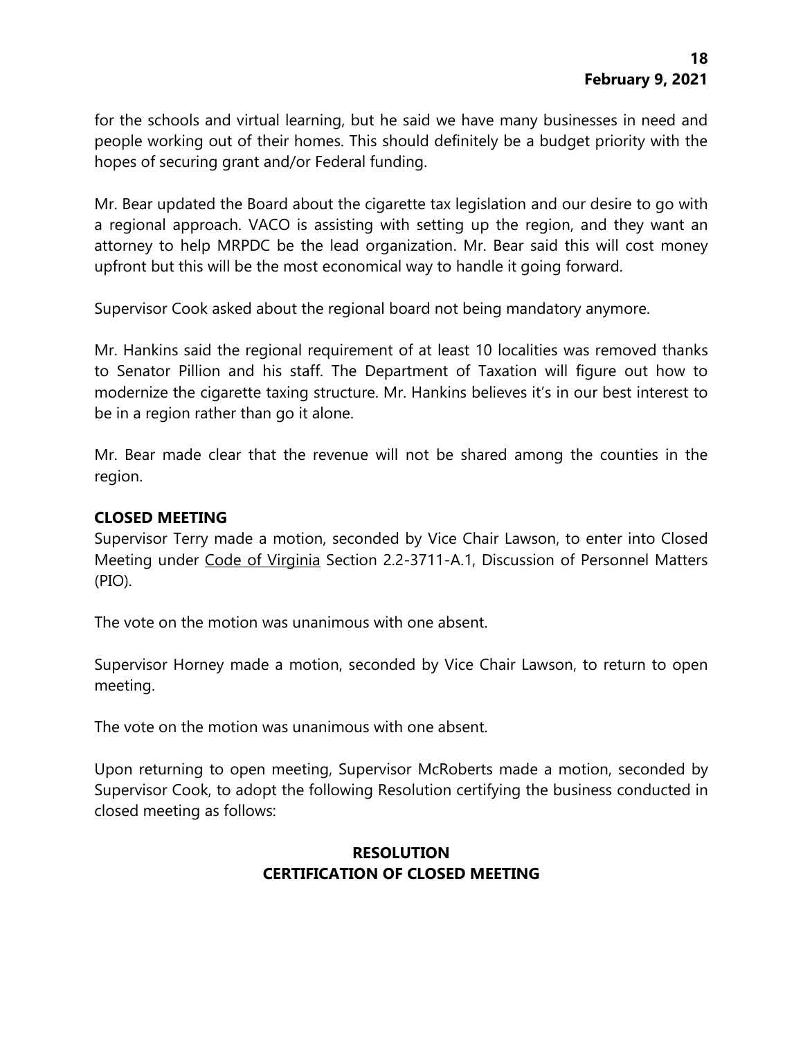for the schools and virtual learning, but he said we have many businesses in need and people working out of their homes. This should definitely be a budget priority with the hopes of securing grant and/or Federal funding.

Mr. Bear updated the Board about the cigarette tax legislation and our desire to go with a regional approach. VACO is assisting with setting up the region, and they want an attorney to help MRPDC be the lead organization. Mr. Bear said this will cost money upfront but this will be the most economical way to handle it going forward.

Supervisor Cook asked about the regional board not being mandatory anymore.

Mr. Hankins said the regional requirement of at least 10 localities was removed thanks to Senator Pillion and his staff. The Department of Taxation will figure out how to modernize the cigarette taxing structure. Mr. Hankins believes it's in our best interest to be in a region rather than go it alone.

Mr. Bear made clear that the revenue will not be shared among the counties in the region.

**CLOSED MEETING**

Supervisor Terry made a motion, seconded by Vice Chair Lawson, to enter into Closed Meeting under Code of Virginia Section 2.2-3711-A.1, Discussion of Personnel Matters (PIO).

The vote on the motion was unanimous with one absent.

Supervisor Horney made a motion, seconded by Vice Chair Lawson, to return to open meeting.

The vote on the motion was unanimous with one absent.

Upon returning to open meeting, Supervisor McRoberts made a motion, seconded by Supervisor Cook, to adopt the following Resolution certifying the business conducted in closed meeting as follows:

**RESOLUTION**
**CERTIFICATION OF CLOSED MEETING**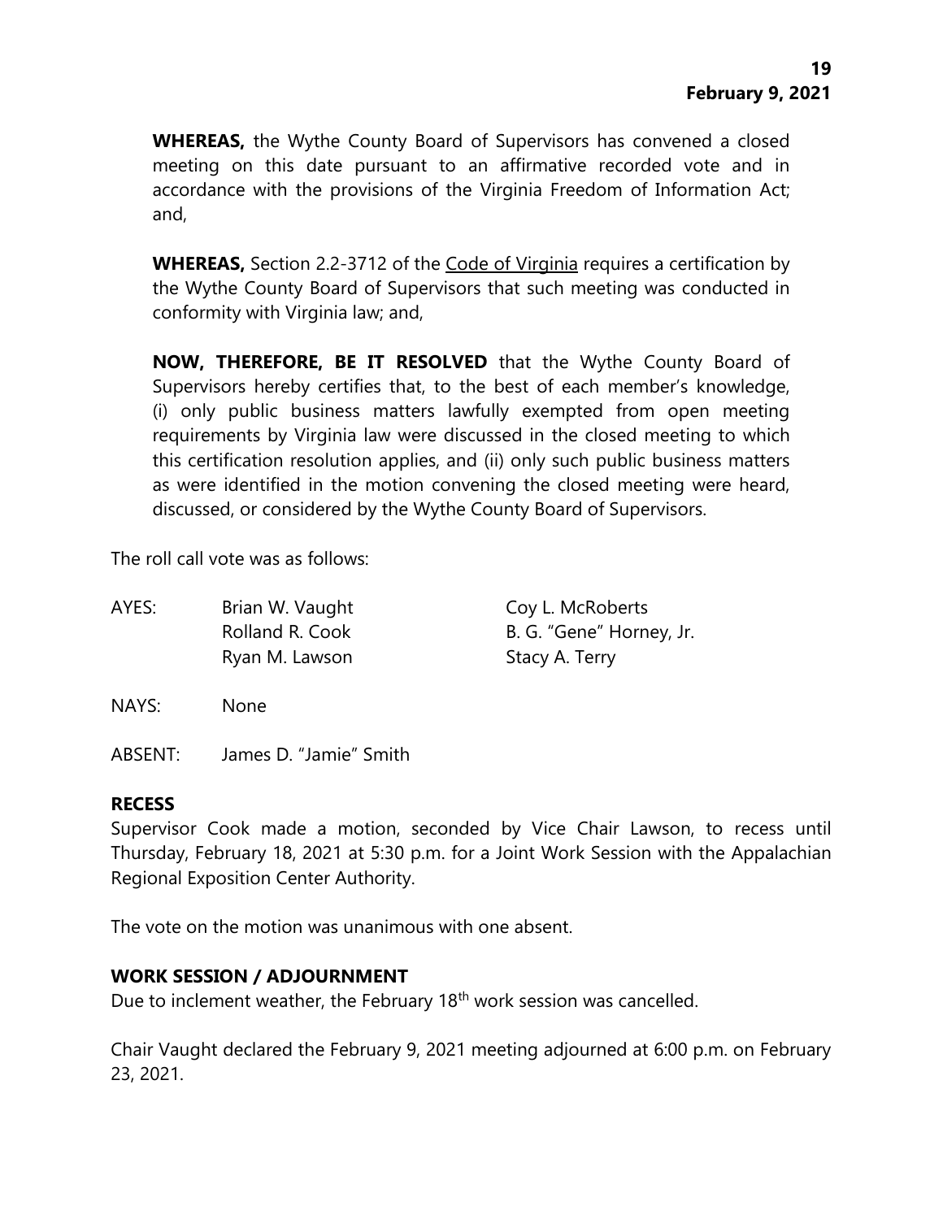**WHEREAS,** the Wythe County Board of Supervisors has convened a closed meeting on this date pursuant to an affirmative recorded vote and in accordance with the provisions of the Virginia Freedom of Information Act; and,

**WHEREAS,** Section 2.2-3712 of the Code of Virginia requires a certification by the Wythe County Board of Supervisors that such meeting was conducted in conformity with Virginia law; and,

**NOW, THEREFORE, BE IT RESOLVED** that the Wythe County Board of Supervisors hereby certifies that, to the best of each member's knowledge, (i) only public business matters lawfully exempted from open meeting requirements by Virginia law were discussed in the closed meeting to which this certification resolution applies, and (ii) only such public business matters as were identified in the motion convening the closed meeting were heard, discussed, or considered by the Wythe County Board of Supervisors.

The roll call vote was as follows:

| | | |
|---|---|---|
| AYES: | Brian W. Vaught | Coy L. McRoberts |
| | Rolland R. Cook | B. G. "Gene" Horney, Jr. |
| | Ryan M. Lawson | Stacy A. Terry |
| NAYS: | None | |
| ABSENT: | James D. "Jamie" Smith | |

## RECESS

Supervisor Cook made a motion, seconded by Vice Chair Lawson, to recess until Thursday, February 18, 2021 at 5:30 p.m. for a Joint Work Session with the Appalachian Regional Exposition Center Authority.

The vote on the motion was unanimous with one absent.

## WORK SESSION / ADJOURNMENT

Due to inclement weather, the February 18th work session was cancelled.

Chair Vaught declared the February 9, 2021 meeting adjourned at 6:00 p.m. on February 23, 2021.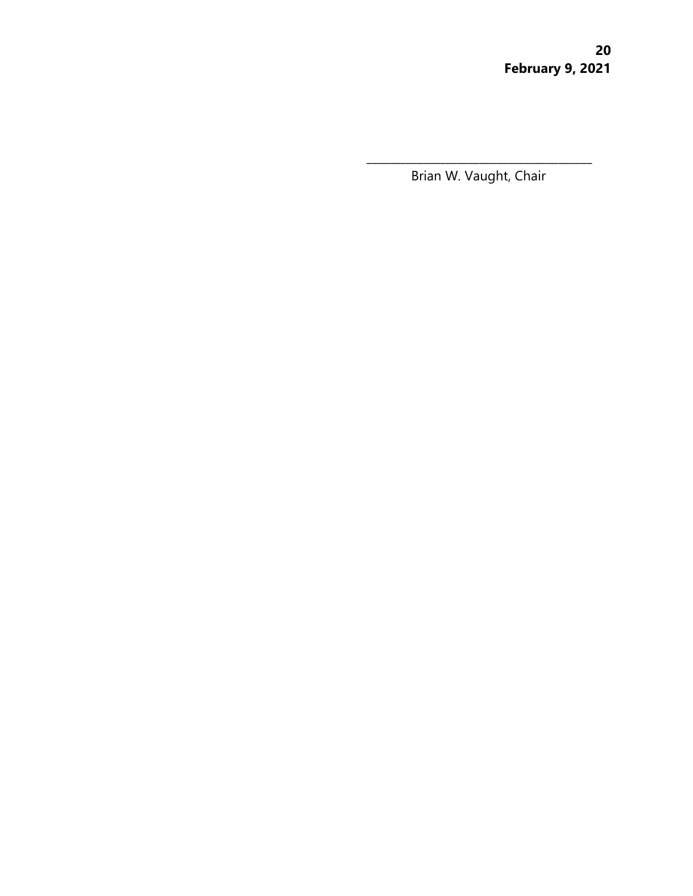\_\_\_\_\_\_\_\_\_\_\_\_\_\_\_\_\_\_\_\_\_\_\_\_\_\_\_\_\_\_\_\_\_\_\_\_\_\_\_\_

Brian W. Vaught, Chair